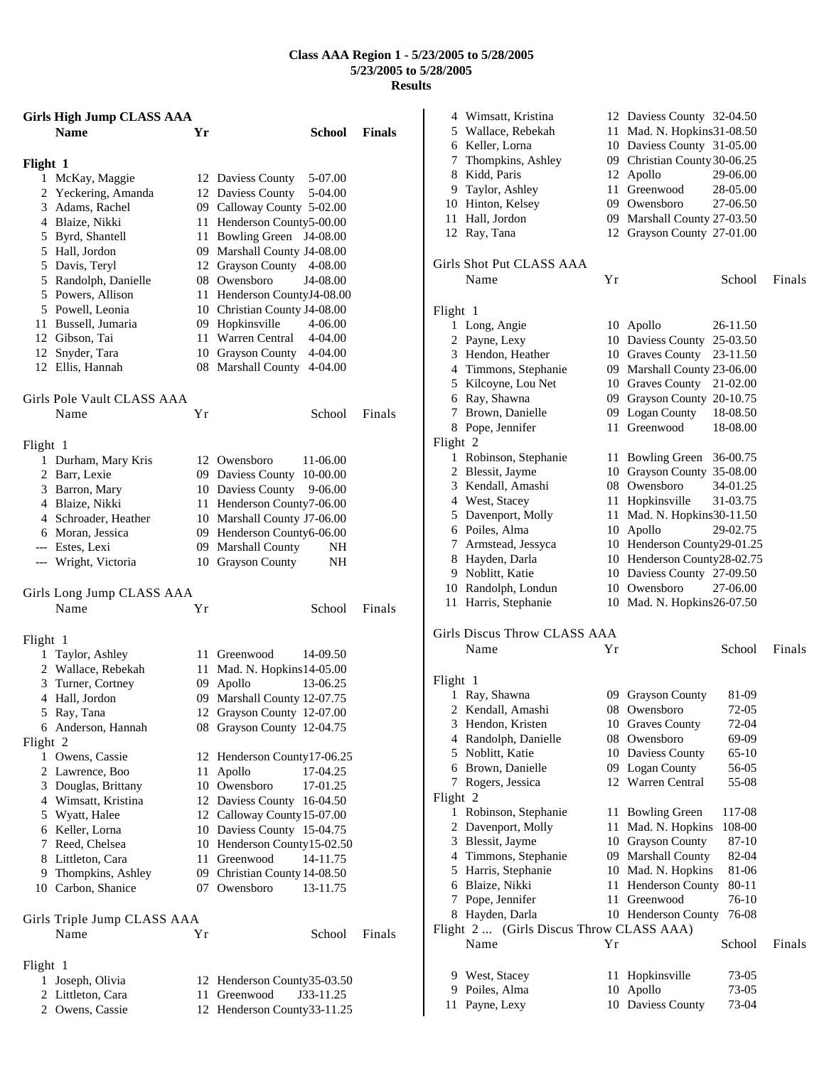# Class AAA Region 1 - 5/23/2005 to 5/28/2005
## 5/23/2005 to 5/28/2005
## Results

### Girls High Jump CLASS AAA

| | Name | Yr | School | Finals |
|---|---|---|---|---|
| **Flight 1** | | | | |
| 1 | McKay, Maggie | 12 | Daviess County | 5-07.00 |
| 2 | Yeckering, Amanda | 12 | Daviess County | 5-04.00 |
| 3 | Adams, Rachel | 09 | Calloway County | 5-02.00 |
| 4 | Blaize, Nikki | 11 | Henderson County | 5-00.00 |
| 5 | Byrd, Shantell | 11 | Bowling Green | J4-08.00 |
| 5 | Hall, Jordon | 09 | Marshall County | J4-08.00 |
| 5 | Davis, Teryl | 12 | Grayson County | 4-08.00 |
| 5 | Randolph, Danielle | 08 | Owensboro | J4-08.00 |
| 5 | Powers, Allison | 11 | Henderson County | J4-08.00 |
| 5 | Powell, Leonia | 10 | Christian County | J4-08.00 |
| 11 | Bussell, Jumaria | 09 | Hopkinsville | 4-06.00 |
| 12 | Gibson, Tai | 11 | Warren Central | 4-04.00 |
| 12 | Snyder, Tara | 10 | Grayson County | 4-04.00 |
| 12 | Ellis, Hannah | 08 | Marshall County | 4-04.00 |

### Girls Pole Vault CLASS AAA

| | Name | Yr | School | Finals |
|---|---|---|---|---|
| **Flight 1** | | | | |
| 1 | Durham, Mary Kris | 12 | Owensboro | 11-06.00 |
| 2 | Barr, Lexie | 09 | Daviess County | 10-00.00 |
| 3 | Barron, Mary | 10 | Daviess County | 9-06.00 |
| 4 | Blaize, Nikki | 11 | Henderson County | 7-06.00 |
| 4 | Schroader, Heather | 10 | Marshall County | J7-06.00 |
| 6 | Moran, Jessica | 09 | Henderson County | 6-06.00 |
| --- | Estes, Lexi | 09 | Marshall County | NH |
| --- | Wright, Victoria | 10 | Grayson County | NH |

### Girls Long Jump CLASS AAA

| | Name | Yr | School | Finals |
|---|---|---|---|---|
| **Flight 1** | | | | |
| 1 | Taylor, Ashley | 11 | Greenwood | 14-09.50 |
| 2 | Wallace, Rebekah | 11 | Mad. N. Hopkins | 14-05.00 |
| 3 | Turner, Cortney | 09 | Apollo | 13-06.25 |
| 4 | Hall, Jordon | 09 | Marshall County | 12-07.75 |
| 5 | Ray, Tana | 12 | Grayson County | 12-07.00 |
| 6 | Anderson, Hannah | 08 | Grayson County | 12-04.75 |
| **Flight 2** | | | | |
| 1 | Owens, Cassie | 12 | Henderson County | 17-06.25 |
| 2 | Lawrence, Boo | 11 | Apollo | 17-04.25 |
| 3 | Douglas, Brittany | 10 | Owensboro | 17-01.25 |
| 4 | Wimsatt, Kristina | 12 | Daviess County | 16-04.50 |
| 5 | Wyatt, Halee | 12 | Calloway County | 15-07.00 |
| 6 | Keller, Lorna | 10 | Daviess County | 15-04.75 |
| 7 | Reed, Chelsea | 10 | Henderson County | 15-02.50 |
| 8 | Littleton, Cara | 11 | Greenwood | 14-11.75 |
| 9 | Thompkins, Ashley | 09 | Christian County | 14-08.50 |
| 10 | Carbon, Shanice | 07 | Owensboro | 13-11.75 |

### Girls Triple Jump CLASS AAA

| | Name | Yr | School | Finals |
|---|---|---|---|---|
| **Flight 1** | | | | |
| 1 | Joseph, Olivia | 12 | Henderson County | 35-03.50 |
| 2 | Littleton, Cara | 11 | Greenwood | J33-11.25 |
| 2 | Owens, Cassie | 12 | Henderson County | 33-11.25 |
| 4 | Wimsatt, Kristina | 12 | Daviess County | 32-04.50 |
| 5 | Wallace, Rebekah | 11 | Mad. N. Hopkins | 31-08.50 |
| 6 | Keller, Lorna | 10 | Daviess County | 31-05.00 |
| 7 | Thompkins, Ashley | 09 | Christian County | 30-06.25 |
| 8 | Kidd, Paris | 12 | Apollo | 29-06.00 |
| 9 | Taylor, Ashley | 11 | Greenwood | 28-05.00 |
| 10 | Hinton, Kelsey | 09 | Owensboro | 27-06.50 |
| 11 | Hall, Jordon | 09 | Marshall County | 27-03.50 |
| 12 | Ray, Tana | 12 | Grayson County | 27-01.00 |

### Girls Shot Put CLASS AAA

| | Name | Yr | School | Finals |
|---|---|---|---|---|
| **Flight 1** | | | | |
| 1 | Long, Angie | 10 | Apollo | 26-11.50 |
| 2 | Payne, Lexy | 10 | Daviess County | 25-03.50 |
| 3 | Hendon, Heather | 10 | Graves County | 23-11.50 |
| 4 | Timmons, Stephanie | 09 | Marshall County | 23-06.00 |
| 5 | Kilcoyne, Lou Net | 10 | Graves County | 21-02.00 |
| 6 | Ray, Shawna | 09 | Grayson County | 20-10.75 |
| 7 | Brown, Danielle | 09 | Logan County | 18-08.50 |
| 8 | Pope, Jennifer | 11 | Greenwood | 18-08.00 |
| **Flight 2** | | | | |
| 1 | Robinson, Stephanie | 11 | Bowling Green | 36-00.75 |
| 2 | Blessit, Jayme | 10 | Grayson County | 35-08.00 |
| 3 | Kendall, Amashi | 08 | Owensboro | 34-01.25 |
| 4 | West, Stacey | 11 | Hopkinsville | 31-03.75 |
| 5 | Davenport, Molly | 11 | Mad. N. Hopkins | 30-11.50 |
| 6 | Poiles, Alma | 10 | Apollo | 29-02.75 |
| 7 | Armstead, Jessyca | 10 | Henderson County | 29-01.25 |
| 8 | Hayden, Darla | 10 | Henderson County | 28-02.75 |
| 9 | Noblitt, Katie | 10 | Daviess County | 27-09.50 |
| 10 | Randolph, Londun | 10 | Owensboro | 27-06.00 |
| 11 | Harris, Stephanie | 10 | Mad. N. Hopkins | 26-07.50 |

### Girls Discus Throw CLASS AAA

| | Name | Yr | School | Finals |
|---|---|---|---|---|
| **Flight 1** | | | | |
| 1 | Ray, Shawna | 09 | Grayson County | 81-09 |
| 2 | Kendall, Amashi | 08 | Owensboro | 72-05 |
| 3 | Hendon, Kristen | 10 | Graves County | 72-04 |
| 4 | Randolph, Danielle | 08 | Owensboro | 69-09 |
| 5 | Noblitt, Katie | 10 | Daviess County | 65-10 |
| 6 | Brown, Danielle | 09 | Logan County | 56-05 |
| 7 | Rogers, Jessica | 12 | Warren Central | 55-08 |
| **Flight 2** | | | | |
| 1 | Robinson, Stephanie | 11 | Bowling Green | 117-08 |
| 2 | Davenport, Molly | 11 | Mad. N. Hopkins | 108-00 |
| 3 | Blessit, Jayme | 10 | Grayson County | 87-10 |
| 4 | Timmons, Stephanie | 09 | Marshall County | 82-04 |
| 5 | Harris, Stephanie | 10 | Mad. N. Hopkins | 81-06 |
| 6 | Blaize, Nikki | 11 | Henderson County | 80-11 |
| 7 | Pope, Jennifer | 11 | Greenwood | 76-10 |
| 8 | Hayden, Darla | 10 | Henderson County | 76-08 |
| **Flight 2 ... (Girls Discus Throw CLASS AAA)** | | | | |
| 9 | West, Stacey | 11 | Hopkinsville | 73-05 |
| 9 | Poiles, Alma | 10 | Apollo | 73-05 |
| 11 | Payne, Lexy | 10 | Daviess County | 73-04 |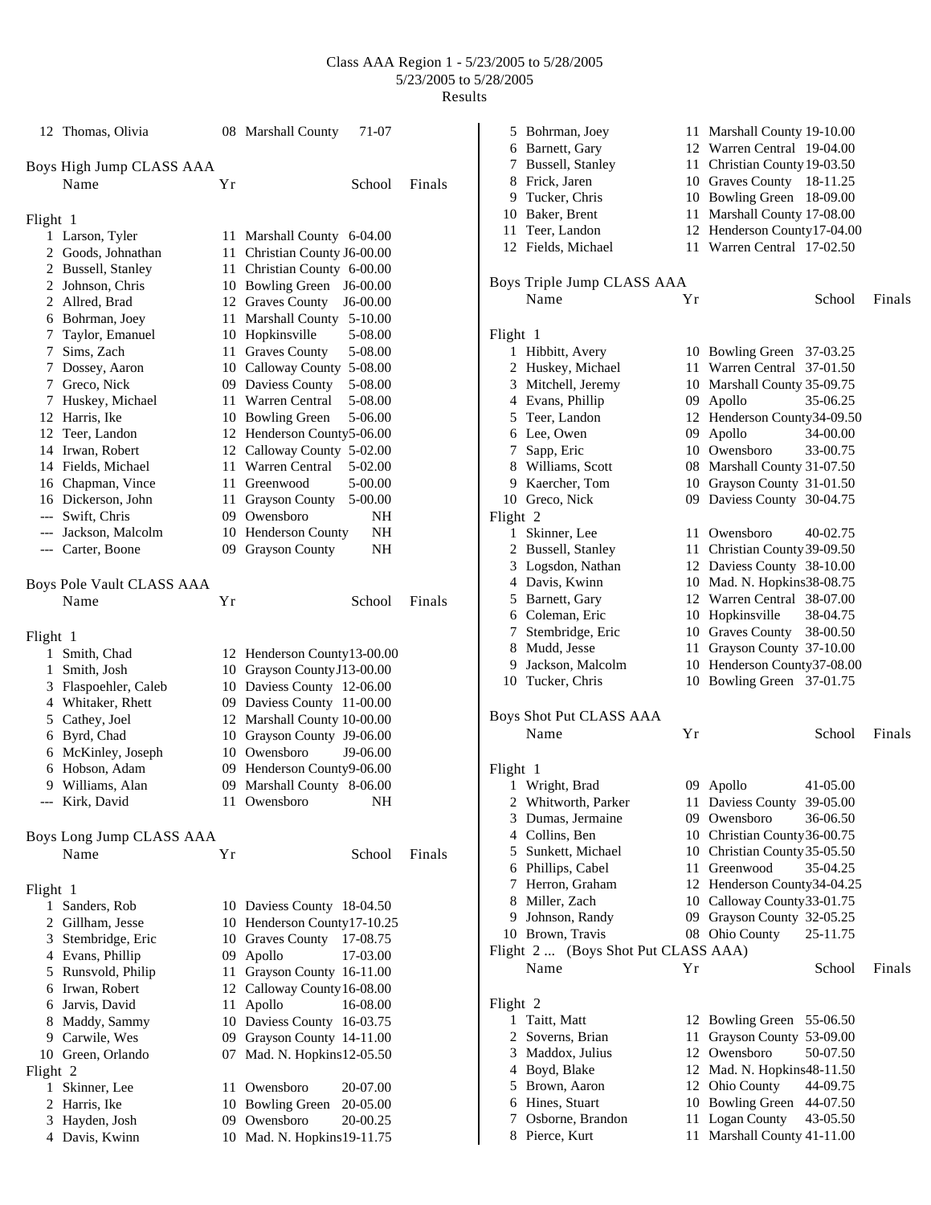# Class AAA Region 1 - 5/23/2005 to 5/28/2005

5/23/2005 to 5/28/2005

Results

| | Name | Yr | School | Finals |
|---|---|---|---|---|
| 12 | Thomas, Olivia | 08 | Marshall County | 71-07 |

## Boys High Jump CLASS AAA

| | Name | Yr | School | Finals |
|---|---|---|---|---|
| **Flight 1** | | | | |
| 1 | Larson, Tyler | 11 | Marshall County | 6-04.00 |
| 2 | Goods, Johnathan | 11 | Christian County | J6-00.00 |
| 2 | Bussell, Stanley | 11 | Christian County | 6-00.00 |
| 2 | Johnson, Chris | 10 | Bowling Green | J6-00.00 |
| 2 | Allred, Brad | 12 | Graves County | J6-00.00 |
| 6 | Bohrman, Joey | 11 | Marshall County | 5-10.00 |
| 7 | Taylor, Emanuel | 10 | Hopkinsville | 5-08.00 |
| 7 | Sims, Zach | 11 | Graves County | 5-08.00 |
| 7 | Dossey, Aaron | 10 | Calloway County | 5-08.00 |
| 7 | Greco, Nick | 09 | Daviess County | 5-08.00 |
| 7 | Huskey, Michael | 11 | Warren Central | 5-08.00 |
| 12 | Harris, Ike | 10 | Bowling Green | 5-06.00 |
| 12 | Teer, Landon | 12 | Henderson County | 5-06.00 |
| 14 | Irwan, Robert | 12 | Calloway County | 5-02.00 |
| 14 | Fields, Michael | 11 | Warren Central | 5-02.00 |
| 16 | Chapman, Vince | 11 | Greenwood | 5-00.00 |
| 16 | Dickerson, John | 11 | Grayson County | 5-00.00 |
| --- | Swift, Chris | 09 | Owensboro | NH |
| --- | Jackson, Malcolm | 10 | Henderson County | NH |
| --- | Carter, Boone | 09 | Grayson County | NH |

## Boys Pole Vault CLASS AAA

| | Name | Yr | School | Finals |
|---|---|---|---|---|
| **Flight 1** | | | | |
| 1 | Smith, Chad | 12 | Henderson County | 13-00.00 |
| 1 | Smith, Josh | 10 | Grayson County | J13-00.00 |
| 3 | Flaspoehler, Caleb | 10 | Daviess County | 12-06.00 |
| 4 | Whitaker, Rhett | 09 | Daviess County | 11-00.00 |
| 5 | Cathey, Joel | 12 | Marshall County | 10-00.00 |
| 6 | Byrd, Chad | 10 | Grayson County | J9-06.00 |
| 6 | McKinley, Joseph | 10 | Owensboro | J9-06.00 |
| 6 | Hobson, Adam | 09 | Henderson County | 9-06.00 |
| 9 | Williams, Alan | 09 | Marshall County | 8-06.00 |
| --- | Kirk, David | 11 | Owensboro | NH |

## Boys Long Jump CLASS AAA

| | Name | Yr | School | Finals |
|---|---|---|---|---|
| **Flight 1** | | | | |
| 1 | Sanders, Rob | 10 | Daviess County | 18-04.50 |
| 2 | Gillham, Jesse | 10 | Henderson County | 17-10.25 |
| 3 | Stembridge, Eric | 10 | Graves County | 17-08.75 |
| 4 | Evans, Phillip | 09 | Apollo | 17-03.00 |
| 5 | Runsvold, Philip | 11 | Grayson County | 16-11.00 |
| 6 | Irwan, Robert | 12 | Calloway County | 16-08.00 |
| 6 | Jarvis, David | 11 | Apollo | 16-08.00 |
| 8 | Maddy, Sammy | 10 | Daviess County | 16-03.75 |
| 9 | Carwile, Wes | 09 | Grayson County | 14-11.00 |
| 10 | Green, Orlando | 07 | Mad. N. Hopkins | 12-05.50 |
| **Flight 2** | | | | |
| 1 | Skinner, Lee | 11 | Owensboro | 20-07.00 |
| 2 | Harris, Ike | 10 | Bowling Green | 20-05.00 |
| 3 | Hayden, Josh | 09 | Owensboro | 20-00.25 |
| 4 | Davis, Kwinn | 10 | Mad. N. Hopkins | 19-11.75 |
| 5 | Bohrman, Joey | 11 | Marshall County | 19-10.00 |
| 6 | Barnett, Gary | 12 | Warren Central | 19-04.00 |
| 7 | Bussell, Stanley | 11 | Christian County | 19-03.50 |
| 8 | Frick, Jaren | 10 | Graves County | 18-11.25 |
| 9 | Tucker, Chris | 10 | Bowling Green | 18-09.00 |
| 10 | Baker, Brent | 11 | Marshall County | 17-08.00 |
| 11 | Teer, Landon | 12 | Henderson County | 17-04.00 |
| 12 | Fields, Michael | 11 | Warren Central | 17-02.50 |

## Boys Triple Jump CLASS AAA

| | Name | Yr | School | Finals |
|---|---|---|---|---|
| **Flight 1** | | | | |
| 1 | Hibbitt, Avery | 10 | Bowling Green | 37-03.25 |
| 2 | Huskey, Michael | 11 | Warren Central | 37-01.50 |
| 3 | Mitchell, Jeremy | 10 | Marshall County | 35-09.75 |
| 4 | Evans, Phillip | 09 | Apollo | 35-06.25 |
| 5 | Teer, Landon | 12 | Henderson County | 34-09.50 |
| 6 | Lee, Owen | 09 | Apollo | 34-00.00 |
| 7 | Sapp, Eric | 10 | Owensboro | 33-00.75 |
| 8 | Williams, Scott | 08 | Marshall County | 31-07.50 |
| 9 | Kaercher, Tom | 10 | Grayson County | 31-01.50 |
| 10 | Greco, Nick | 09 | Daviess County | 30-04.75 |
| **Flight 2** | | | | |
| 1 | Skinner, Lee | 11 | Owensboro | 40-02.75 |
| 2 | Bussell, Stanley | 11 | Christian County | 39-09.50 |
| 3 | Logsdon, Nathan | 12 | Daviess County | 38-10.00 |
| 4 | Davis, Kwinn | 10 | Mad. N. Hopkins | 38-08.75 |
| 5 | Barnett, Gary | 12 | Warren Central | 38-07.00 |
| 6 | Coleman, Eric | 10 | Hopkinsville | 38-04.75 |
| 7 | Stembridge, Eric | 10 | Graves County | 38-00.50 |
| 8 | Mudd, Jesse | 11 | Grayson County | 37-10.00 |
| 9 | Jackson, Malcolm | 10 | Henderson County | 37-08.00 |
| 10 | Tucker, Chris | 10 | Bowling Green | 37-01.75 |

## Boys Shot Put CLASS AAA

| | Name | Yr | School | Finals |
|---|---|---|---|---|
| **Flight 1** | | | | |
| 1 | Wright, Brad | 09 | Apollo | 41-05.00 |
| 2 | Whitworth, Parker | 11 | Daviess County | 39-05.00 |
| 3 | Dumas, Jermaine | 09 | Owensboro | 36-06.50 |
| 4 | Collins, Ben | 10 | Christian County | 36-00.75 |
| 5 | Sunkett, Michael | 10 | Christian County | 35-05.50 |
| 6 | Phillips, Cabel | 11 | Greenwood | 35-04.25 |
| 7 | Herron, Graham | 12 | Henderson County | 34-04.25 |
| 8 | Miller, Zach | 10 | Calloway County | 33-01.75 |
| 9 | Johnson, Randy | 09 | Grayson County | 32-05.25 |
| 10 | Brown, Travis | 08 | Ohio County | 25-11.75 |

Flight 2 ... (Boys Shot Put CLASS AAA)

| | Name | Yr | School | Finals |
|---|---|---|---|---|
| **Flight 2** | | | | |
| 1 | Taitt, Matt | 12 | Bowling Green | 55-06.50 |
| 2 | Soverns, Brian | 11 | Grayson County | 53-09.00 |
| 3 | Maddox, Julius | 12 | Owensboro | 50-07.50 |
| 4 | Boyd, Blake | 12 | Mad. N. Hopkins | 48-11.50 |
| 5 | Brown, Aaron | 12 | Ohio County | 44-09.75 |
| 6 | Hines, Stuart | 10 | Bowling Green | 44-07.50 |
| 7 | Osborne, Brandon | 11 | Logan County | 43-05.50 |
| 8 | Pierce, Kurt | 11 | Marshall County | 41-11.00 |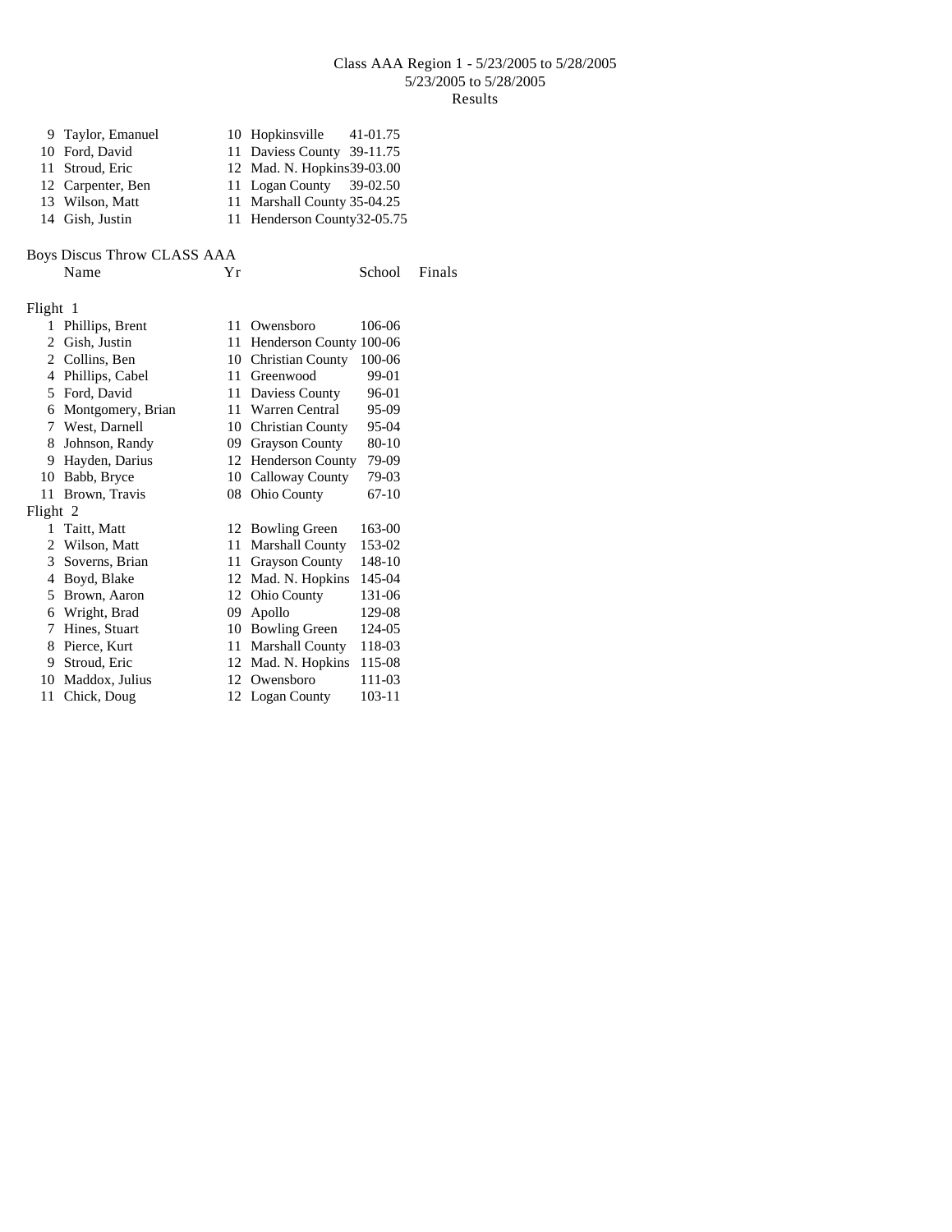Class AAA Region 1 - 5/23/2005 to 5/28/2005
5/23/2005 to 5/28/2005
Results

| | | | | |
|---|---|---|---|---|
| 9 | Taylor, Emanuel | 10 | Hopkinsville | 41-01.75 |
| 10 | Ford, David | 11 | Daviess County | 39-11.75 |
| 11 | Stroud, Eric | 12 | Mad. N. Hopkins | 39-03.00 |
| 12 | Carpenter, Ben | 11 | Logan County | 39-02.50 |
| 13 | Wilson, Matt | 11 | Marshall County | 35-04.25 |
| 14 | Gish, Justin | 11 | Henderson County | 32-05.75 |

## Boys Discus Throw CLASS AAA

| | Name | Yr | School | Finals |
|---|---|---|---|---|
| **Flight 1** | | | | |
| 1 | Phillips, Brent | 11 | Owensboro | 106-06 |
| 2 | Gish, Justin | 11 | Henderson County | 100-06 |
| 2 | Collins, Ben | 10 | Christian County | 100-06 |
| 4 | Phillips, Cabel | 11 | Greenwood | 99-01 |
| 5 | Ford, David | 11 | Daviess County | 96-01 |
| 6 | Montgomery, Brian | 11 | Warren Central | 95-09 |
| 7 | West, Darnell | 10 | Christian County | 95-04 |
| 8 | Johnson, Randy | 09 | Grayson County | 80-10 |
| 9 | Hayden, Darius | 12 | Henderson County | 79-09 |
| 10 | Babb, Bryce | 10 | Calloway County | 79-03 |
| 11 | Brown, Travis | 08 | Ohio County | 67-10 |
| **Flight 2** | | | | |
| 1 | Taitt, Matt | 12 | Bowling Green | 163-00 |
| 2 | Wilson, Matt | 11 | Marshall County | 153-02 |
| 3 | Soverns, Brian | 11 | Grayson County | 148-10 |
| 4 | Boyd, Blake | 12 | Mad. N. Hopkins | 145-04 |
| 5 | Brown, Aaron | 12 | Ohio County | 131-06 |
| 6 | Wright, Brad | 09 | Apollo | 129-08 |
| 7 | Hines, Stuart | 10 | Bowling Green | 124-05 |
| 8 | Pierce, Kurt | 11 | Marshall County | 118-03 |
| 9 | Stroud, Eric | 12 | Mad. N. Hopkins | 115-08 |
| 10 | Maddox, Julius | 12 | Owensboro | 111-03 |
| 11 | Chick, Doug | 12 | Logan County | 103-11 |